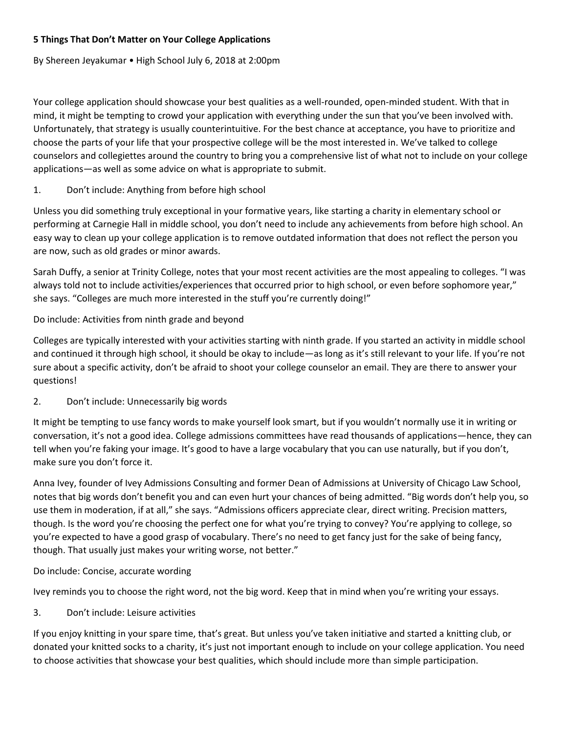# 5 Things That Don't Matter on Your College Applications

By Shereen Jeyakumar • High School July 6, 2018 at 2:00pm

Your college application should showcase your best qualities as a well-rounded, open-minded student. With that in mind, it might be tempting to crowd your application with everything under the sun that you've been involved with. Unfortunately, that strategy is usually counterintuitive. For the best chance at acceptance, you have to prioritize and choose the parts of your life that your prospective college will be the most interested in. We've talked to college counselors and collegiettes around the country to bring you a comprehensive list of what not to include on your college applications—as well as some advice on what is appropriate to submit.

1. Don't include: Anything from before high school

Unless you did something truly exceptional in your formative years, like starting a charity in elementary school or performing at Carnegie Hall in middle school, you don't need to include any achievements from before high school. An easy way to clean up your college application is to remove outdated information that does not reflect the person you are now, such as old grades or minor awards.

Sarah Duffy, a senior at Trinity College, notes that your most recent activities are the most appealing to colleges. "I was always told not to include activities/experiences that occurred prior to high school, or even before sophomore year," she says. "Colleges are much more interested in the stuff you're currently doing!"

Do include: Activities from ninth grade and beyond

Colleges are typically interested with your activities starting with ninth grade. If you started an activity in middle school and continued it through high school, it should be okay to include—as long as it's still relevant to your life. If you're not sure about a specific activity, don't be afraid to shoot your college counselor an email. They are there to answer your questions!

2. Don't include: Unnecessarily big words

It might be tempting to use fancy words to make yourself look smart, but if you wouldn't normally use it in writing or conversation, it's not a good idea. College admissions committees have read thousands of applications—hence, they can tell when you're faking your image. It's good to have a large vocabulary that you can use naturally, but if you don't, make sure you don't force it.

Anna Ivey, founder of Ivey Admissions Consulting and former Dean of Admissions at University of Chicago Law School, notes that big words don't benefit you and can even hurt your chances of being admitted. "Big words don't help you, so use them in moderation, if at all," she says. "Admissions officers appreciate clear, direct writing. Precision matters, though. Is the word you're choosing the perfect one for what you're trying to convey? You're applying to college, so you're expected to have a good grasp of vocabulary. There's no need to get fancy just for the sake of being fancy, though. That usually just makes your writing worse, not better."

Do include: Concise, accurate wording

Ivey reminds you to choose the right word, not the big word. Keep that in mind when you're writing your essays.

3. Don't include: Leisure activities

If you enjoy knitting in your spare time, that's great. But unless you've taken initiative and started a knitting club, or donated your knitted socks to a charity, it's just not important enough to include on your college application. You need to choose activities that showcase your best qualities, which should include more than simple participation.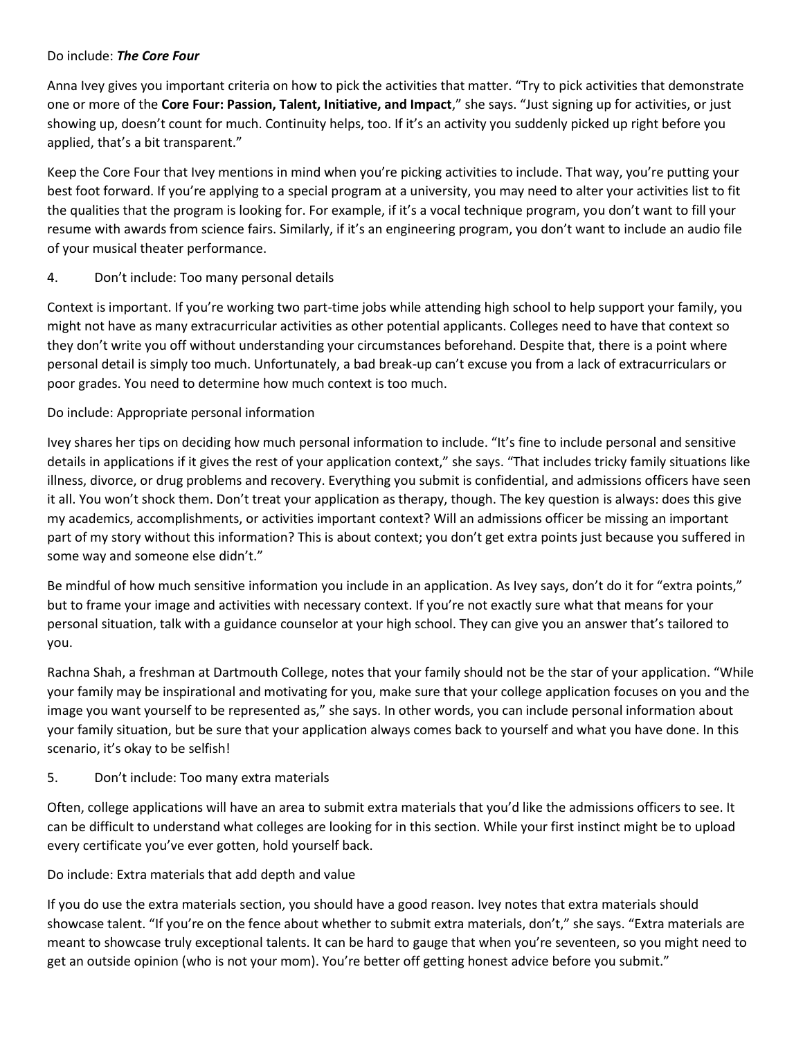Do include: ***The Core Four***

Anna Ivey gives you important criteria on how to pick the activities that matter. "Try to pick activities that demonstrate one or more of the **Core Four: Passion, Talent, Initiative, and Impact**," she says. "Just signing up for activities, or just showing up, doesn't count for much. Continuity helps, too. If it's an activity you suddenly picked up right before you applied, that's a bit transparent."

Keep the Core Four that Ivey mentions in mind when you're picking activities to include. That way, you're putting your best foot forward. If you're applying to a special program at a university, you may need to alter your activities list to fit the qualities that the program is looking for. For example, if it's a vocal technique program, you don't want to fill your resume with awards from science fairs. Similarly, if it's an engineering program, you don't want to include an audio file of your musical theater performance.

4. Don't include: Too many personal details

Context is important. If you're working two part-time jobs while attending high school to help support your family, you might not have as many extracurricular activities as other potential applicants. Colleges need to have that context so they don't write you off without understanding your circumstances beforehand. Despite that, there is a point where personal detail is simply too much. Unfortunately, a bad break-up can't excuse you from a lack of extracurriculars or poor grades. You need to determine how much context is too much.

Do include: Appropriate personal information

Ivey shares her tips on deciding how much personal information to include. "It's fine to include personal and sensitive details in applications if it gives the rest of your application context," she says. "That includes tricky family situations like illness, divorce, or drug problems and recovery. Everything you submit is confidential, and admissions officers have seen it all. You won't shock them. Don't treat your application as therapy, though. The key question is always: does this give my academics, accomplishments, or activities important context? Will an admissions officer be missing an important part of my story without this information? This is about context; you don't get extra points just because you suffered in some way and someone else didn't."

Be mindful of how much sensitive information you include in an application. As Ivey says, don't do it for "extra points," but to frame your image and activities with necessary context. If you're not exactly sure what that means for your personal situation, talk with a guidance counselor at your high school. They can give you an answer that's tailored to you.

Rachna Shah, a freshman at Dartmouth College, notes that your family should not be the star of your application. "While your family may be inspirational and motivating for you, make sure that your college application focuses on you and the image you want yourself to be represented as," she says. In other words, you can include personal information about your family situation, but be sure that your application always comes back to yourself and what you have done. In this scenario, it's okay to be selfish!

5. Don't include: Too many extra materials

Often, college applications will have an area to submit extra materials that you'd like the admissions officers to see. It can be difficult to understand what colleges are looking for in this section. While your first instinct might be to upload every certificate you've ever gotten, hold yourself back.

Do include: Extra materials that add depth and value

If you do use the extra materials section, you should have a good reason. Ivey notes that extra materials should showcase talent. "If you're on the fence about whether to submit extra materials, don't," she says. "Extra materials are meant to showcase truly exceptional talents. It can be hard to gauge that when you're seventeen, so you might need to get an outside opinion (who is not your mom). You're better off getting honest advice before you submit."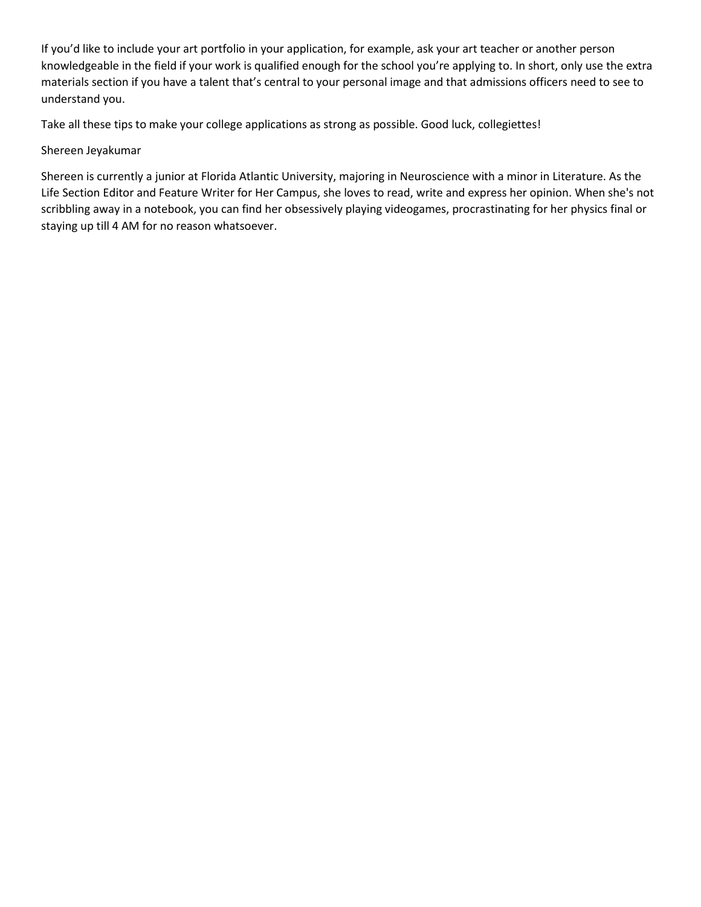If you'd like to include your art portfolio in your application, for example, ask your art teacher or another person knowledgeable in the field if your work is qualified enough for the school you're applying to. In short, only use the extra materials section if you have a talent that's central to your personal image and that admissions officers need to see to understand you.

Take all these tips to make your college applications as strong as possible. Good luck, collegiettes!

Shereen Jeyakumar

Shereen is currently a junior at Florida Atlantic University, majoring in Neuroscience with a minor in Literature. As the Life Section Editor and Feature Writer for Her Campus, she loves to read, write and express her opinion. When she's not scribbling away in a notebook, you can find her obsessively playing videogames, procrastinating for her physics final or staying up till 4 AM for no reason whatsoever.